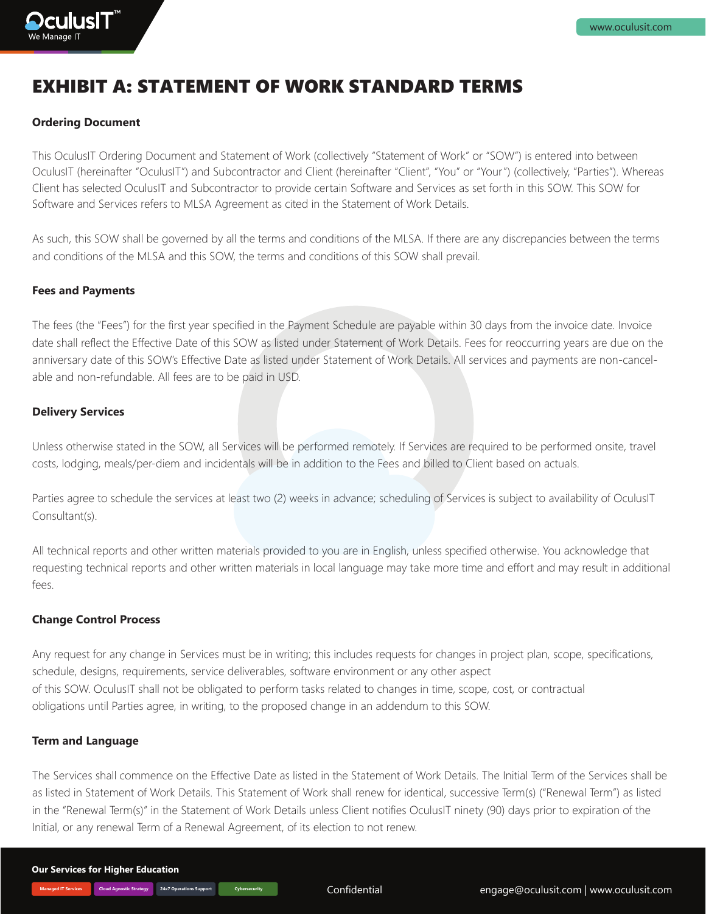# EXHIBIT A: STATEMENT OF WORK STANDARD TERMS

**Ordering Document**

This OculusIT Ordering Document and Statement of Work (collectively "Statement of Work" or "SOW") is entered into between OculusIT (hereinafter "OculusIT") and Subcontractor and Client (hereinafter "Client", "You" or "Your") (collectively, "Parties"). Whereas Client has selected OculusIT and Subcontractor to provide certain Software and Services as set forth in this SOW. This SOW for Software and Services refers to MLSA Agreement as cited in the Statement of Work Details.

As such, this SOW shall be governed by all the terms and conditions of the MLSA. If there are any discrepancies between the terms and conditions of the MLSA and this SOW, the terms and conditions of this SOW shall prevail.

**Fees and Payments**

The fees (the "Fees") for the first year specified in the Payment Schedule are payable within 30 days from the invoice date. Invoice date shall reflect the Effective Date of this SOW as listed under Statement of Work Details. Fees for reoccurring years are due on the anniversary date of this SOW's Effective Date as listed under Statement of Work Details. All services and payments are non-cancel-able and non-refundable. All fees are to be paid in USD.

**Delivery Services**

Unless otherwise stated in the SOW, all Services will be performed remotely. If Services are required to be performed onsite, travel costs, lodging, meals/per-diem and incidentals will be in addition to the Fees and billed to Client based on actuals.

Parties agree to schedule the services at least two (2) weeks in advance; scheduling of Services is subject to availability of OculusIT Consultant(s).

All technical reports and other written materials provided to you are in English, unless specified otherwise. You acknowledge that requesting technical reports and other written materials in local language may take more time and effort and may result in additional fees.

**Change Control Process**

Any request for any change in Services must be in writing; this includes requests for changes in project plan, scope, specifications, schedule, designs, requirements, service deliverables, software environment or any other aspect of this SOW. OculusIT shall not be obligated to perform tasks related to changes in time, scope, cost, or contractual obligations until Parties agree, in writing, to the proposed change in an addendum to this SOW.

**Term and Language**

The Services shall commence on the Effective Date as listed in the Statement of Work Details. The Initial Term of the Services shall be as listed in Statement of Work Details. This Statement of Work shall renew for identical, successive Term(s) ("Renewal Term") as listed in the "Renewal Term(s)" in the Statement of Work Details unless Client notifies OculusIT ninety (90) days prior to expiration of the Initial, or any renewal Term of a Renewal Agreement, of its election to not renew.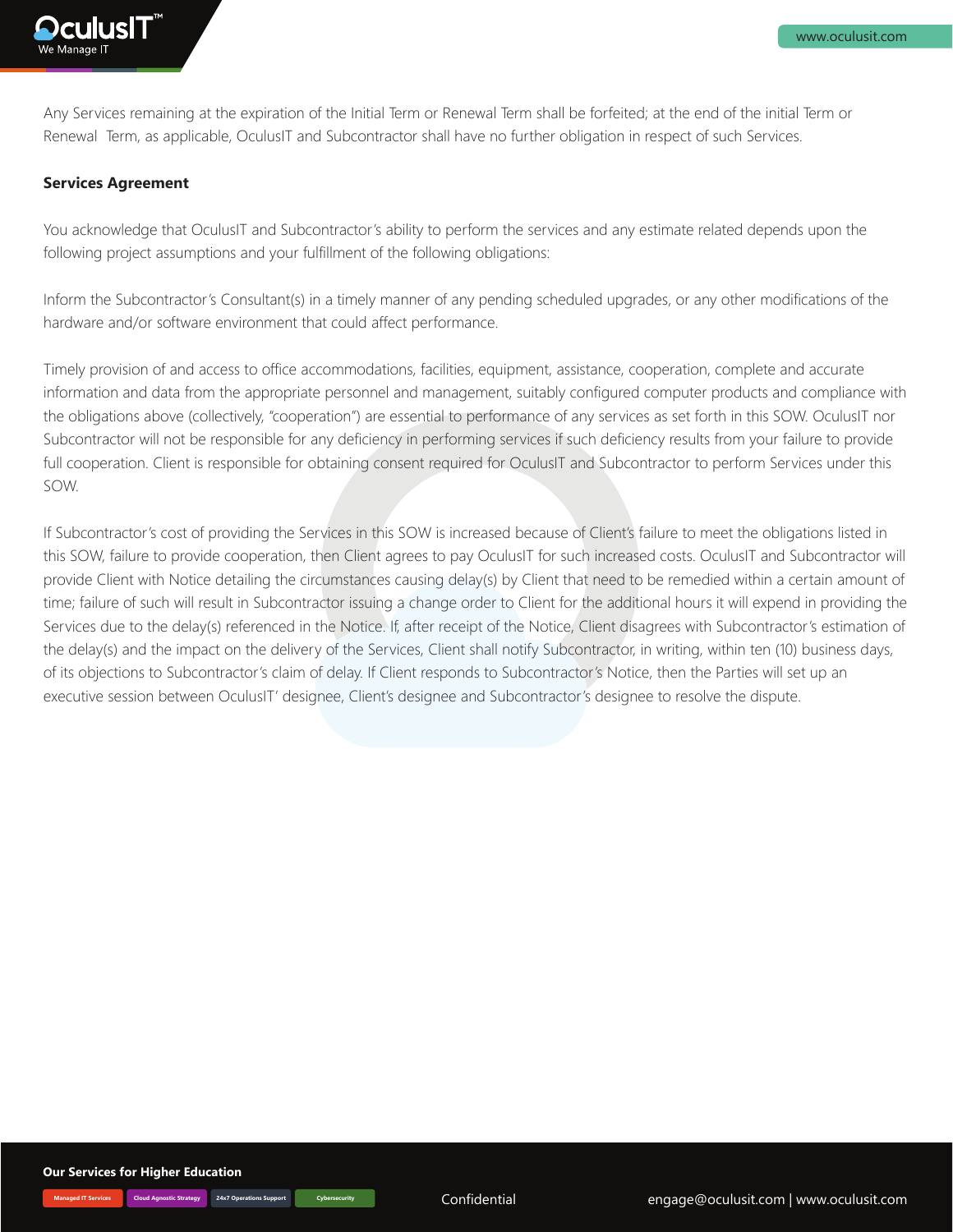Any Services remaining at the expiration of the Initial Term or Renewal Term shall be forfeited; at the end of the initial Term or Renewal Term, as applicable, OculusIT and Subcontractor shall have no further obligation in respect of such Services.

**Services Agreement**

You acknowledge that OculusIT and Subcontractor's ability to perform the services and any estimate related depends upon the following project assumptions and your fulfillment of the following obligations:

Inform the Subcontractor's Consultant(s) in a timely manner of any pending scheduled upgrades, or any other modifications of the hardware and/or software environment that could affect performance.

Timely provision of and access to office accommodations, facilities, equipment, assistance, cooperation, complete and accurate information and data from the appropriate personnel and management, suitably configured computer products and compliance with the obligations above (collectively, "cooperation") are essential to performance of any services as set forth in this SOW. OculusIT nor Subcontractor will not be responsible for any deficiency in performing services if such deficiency results from your failure to provide full cooperation. Client is responsible for obtaining consent required for OculusIT and Subcontractor to perform Services under this SOW.

If Subcontractor's cost of providing the Services in this SOW is increased because of Client's failure to meet the obligations listed in this SOW, failure to provide cooperation, then Client agrees to pay OculusIT for such increased costs. OculusIT and Subcontractor will provide Client with Notice detailing the circumstances causing delay(s) by Client that need to be remedied within a certain amount of time; failure of such will result in Subcontractor issuing a change order to Client for the additional hours it will expend in providing the Services due to the delay(s) referenced in the Notice. If, after receipt of the Notice, Client disagrees with Subcontractor's estimation of the delay(s) and the impact on the delivery of the Services, Client shall notify Subcontractor, in writing, within ten (10) business days, of its objections to Subcontractor's claim of delay. If Client responds to Subcontractor's Notice, then the Parties will set up an executive session between OculusIT' designee, Client's designee and Subcontractor's designee to resolve the dispute.